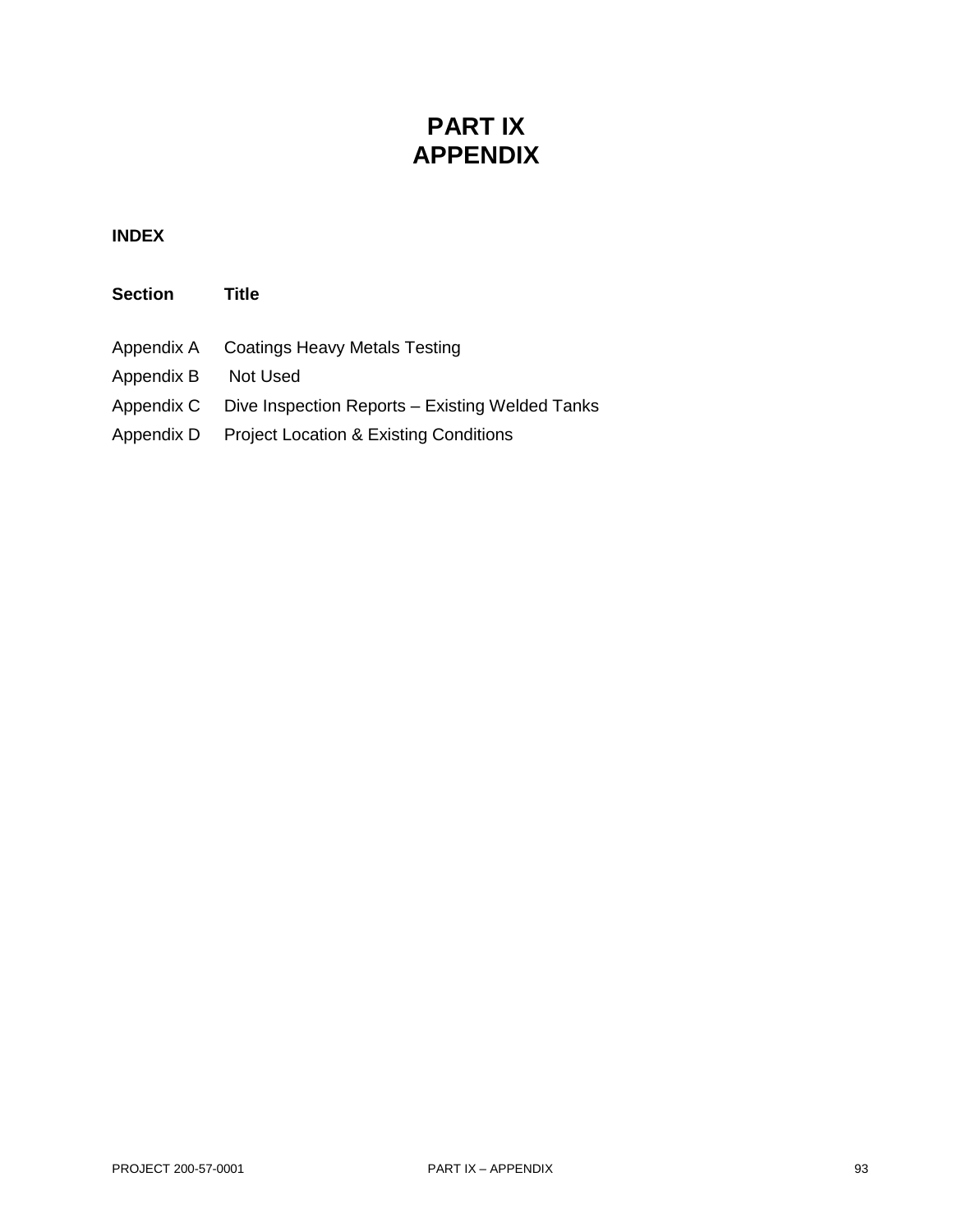# PART IX
# APPENDIX

**INDEX**

| **Section** | **Title** |
| --- | --- |
| Appendix A | Coatings Heavy Metals Testing |
| Appendix B | Not Used |
| Appendix C | Dive Inspection Reports – Existing Welded Tanks |
| Appendix D | Project Location & Existing Conditions |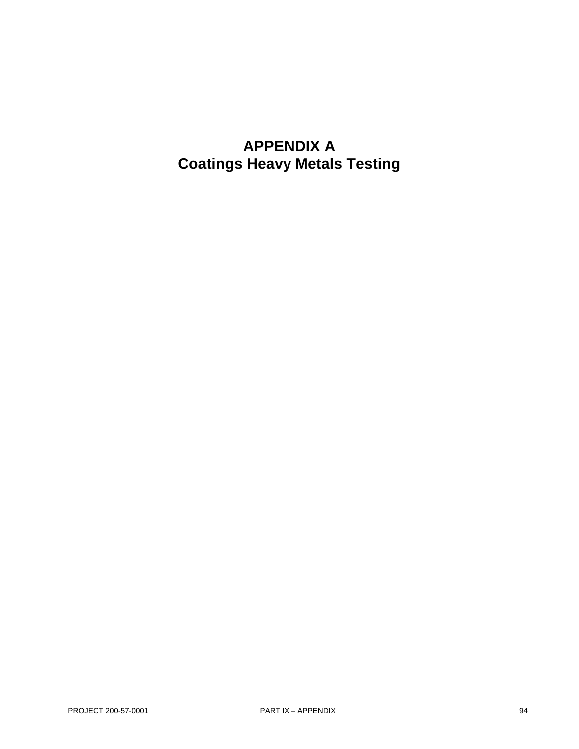# APPENDIX A
# Coatings Heavy Metals Testing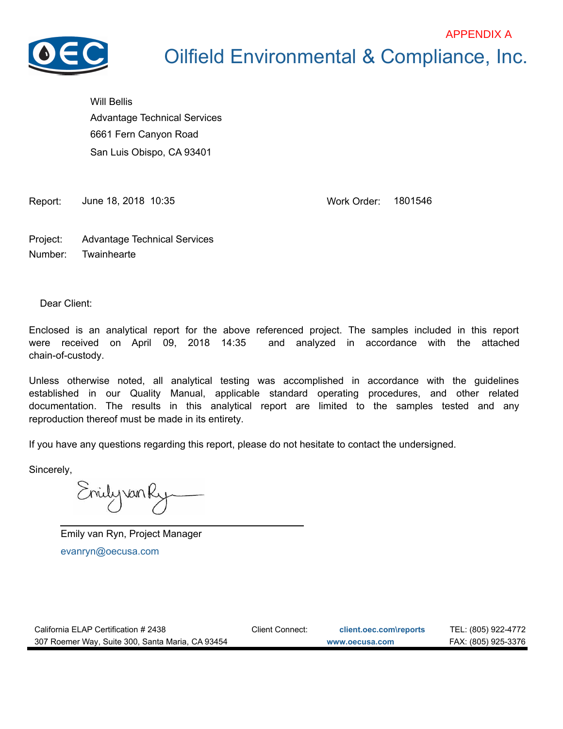APPENDIX A

# Oilfield Environmental & Compliance, Inc.

Will Bellis
Advantage Technical Services
6661 Fern Canyon Road
San Luis Obispo, CA 93401

Report: June 18, 2018 10:35

Work Order: 1801546

Project: Advantage Technical Services
Number: Twainhearte

Dear Client:

Enclosed is an analytical report for the above referenced project. The samples included in this report were received on April 09, 2018 14:35 and analyzed in accordance with the attached chain-of-custody.

Unless otherwise noted, all analytical testing was accomplished in accordance with the guidelines established in our Quality Manual, applicable standard operating procedures, and other related documentation. The results in this analytical report are limited to the samples tested and any reproduction thereof must be made in its entirety.

If you have any questions regarding this report, please do not hesitate to contact the undersigned.

Sincerely,

Emily van Ryn, Project Manager
evanryn@oecusa.com

California ELAP Certification # 2438
307 Roemer Way, Suite 300, Santa Maria, CA 93454
Client Connect: client.oec.com\reports
www.oecusa.com
TEL: (805) 922-4772
FAX: (805) 925-3376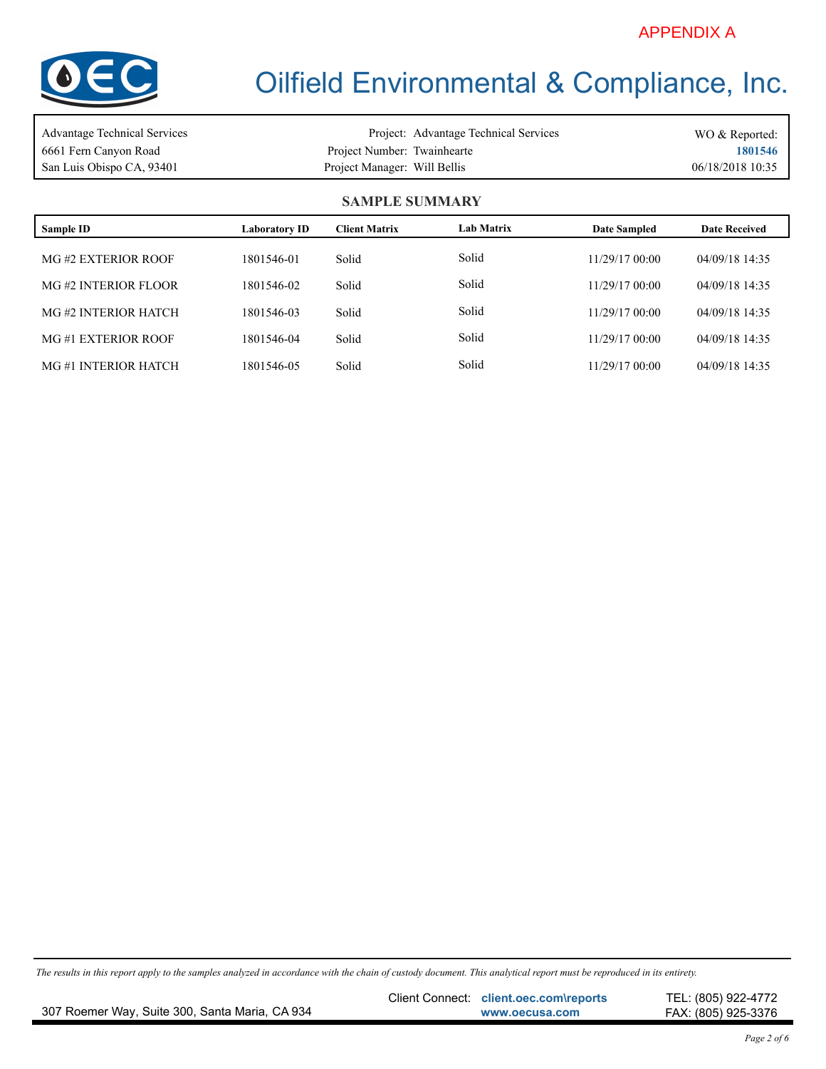APPENDIX A

# Oilfield Environmental & Compliance, Inc.

| | | |
|---|---|---|
| Advantage Technical Services | Project: Advantage Technical Services | WO & Reported: |
| 6661 Fern Canyon Road | Project Number: Twainhearte | **1801546** |
| San Luis Obispo CA, 93401 | Project Manager: Will Bellis | 06/18/2018 10:35 |

## SAMPLE SUMMARY

| Sample ID | Laboratory ID | Client Matrix | Lab Matrix | Date Sampled | Date Received |
|---|---|---|---|---|---|
| MG #2 EXTERIOR ROOF | 1801546-01 | Solid | Solid | 11/29/17 00:00 | 04/09/18 14:35 |
| MG #2 INTERIOR FLOOR | 1801546-02 | Solid | Solid | 11/29/17 00:00 | 04/09/18 14:35 |
| MG #2 INTERIOR HATCH | 1801546-03 | Solid | Solid | 11/29/17 00:00 | 04/09/18 14:35 |
| MG #1 EXTERIOR ROOF | 1801546-04 | Solid | Solid | 11/29/17 00:00 | 04/09/18 14:35 |
| MG #1 INTERIOR HATCH | 1801546-05 | Solid | Solid | 11/29/17 00:00 | 04/09/18 14:35 |

*The results in this report apply to the samples analyzed in accordance with the chain of custody document. This analytical report must be reproduced in its entirety.*

307 Roemer Way, Suite 300, Santa Maria, CA 934 | Client Connect: client.oec.com\reports | www.oecusa.com | TEL: (805) 922-4772 | FAX: (805) 925-3376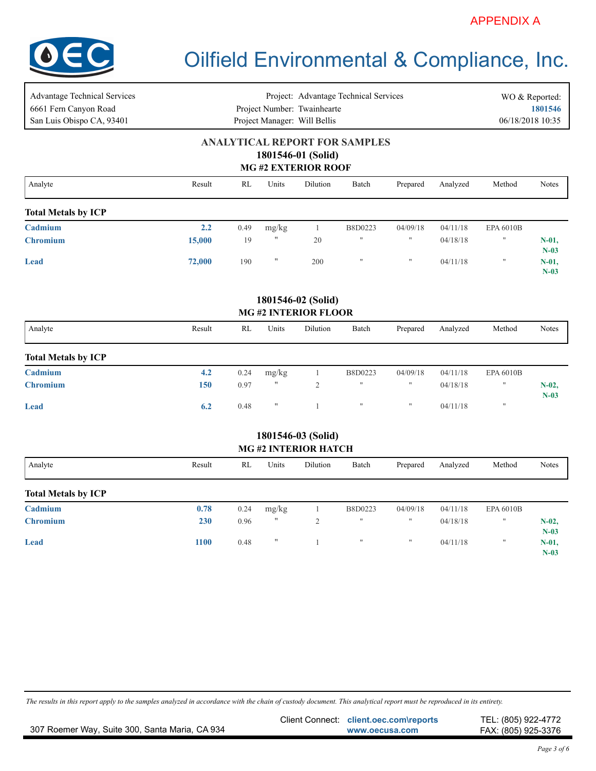APPENDIX A

# Oilfield Environmental & Compliance, Inc.

| | | |
|---|---|---|
| Advantage Technical Services | Project: Advantage Technical Services | WO & Reported: |
| 6661 Fern Canyon Road | Project Number: Twainhearte | **1801546** |
| San Luis Obispo CA, 93401 | Project Manager: Will Bellis | 06/18/2018 10:35 |

## ANALYTICAL REPORT FOR SAMPLES

### 1801546-01 (Solid)
### MG #2 EXTERIOR ROOF

| Analyte | Result | RL | Units | Dilution | Batch | Prepared | Analyzed | Method | Notes |
|---|---|---|---|---|---|---|---|---|---|
| **Total Metals by ICP** | | | | | | | | | |
| **Cadmium** | **2.2** | 0.49 | mg/kg | 1 | B8D0223 | 04/09/18 | 04/11/18 | EPA 6010B | |
| **Chromium** | **15,000** | 19 | " | 20 | " | " | 04/18/18 | " | **N-01, N-03** |
| **Lead** | **72,000** | 190 | " | 200 | " | " | 04/11/18 | " | **N-01, N-03** |

### 1801546-02 (Solid)
### MG #2 INTERIOR FLOOR

| Analyte | Result | RL | Units | Dilution | Batch | Prepared | Analyzed | Method | Notes |
|---|---|---|---|---|---|---|---|---|---|
| **Total Metals by ICP** | | | | | | | | | |
| **Cadmium** | **4.2** | 0.24 | mg/kg | 1 | B8D0223 | 04/09/18 | 04/11/18 | EPA 6010B | |
| **Chromium** | **150** | 0.97 | " | 2 | " | " | 04/18/18 | " | **N-02, N-03** |
| **Lead** | **6.2** | 0.48 | " | 1 | " | " | 04/11/18 | " | |

### 1801546-03 (Solid)
### MG #2 INTERIOR HATCH

| Analyte | Result | RL | Units | Dilution | Batch | Prepared | Analyzed | Method | Notes |
|---|---|---|---|---|---|---|---|---|---|
| **Total Metals by ICP** | | | | | | | | | |
| **Cadmium** | **0.78** | 0.24 | mg/kg | 1 | B8D0223 | 04/09/18 | 04/11/18 | EPA 6010B | |
| **Chromium** | **230** | 0.96 | " | 2 | " | " | 04/18/18 | " | **N-02, N-03** |
| **Lead** | **1100** | 0.48 | " | 1 | " | " | 04/11/18 | " | **N-01, N-03** |

*The results in this report apply to the samples analyzed in accordance with the chain of custody document. This analytical report must be reproduced in its entirety.*

307 Roemer Way, Suite 300, Santa Maria, CA 934 | Client Connect: **client.oec.com\reports** **www.oecusa.com** | TEL: (805) 922-4772 FAX: (805) 925-3376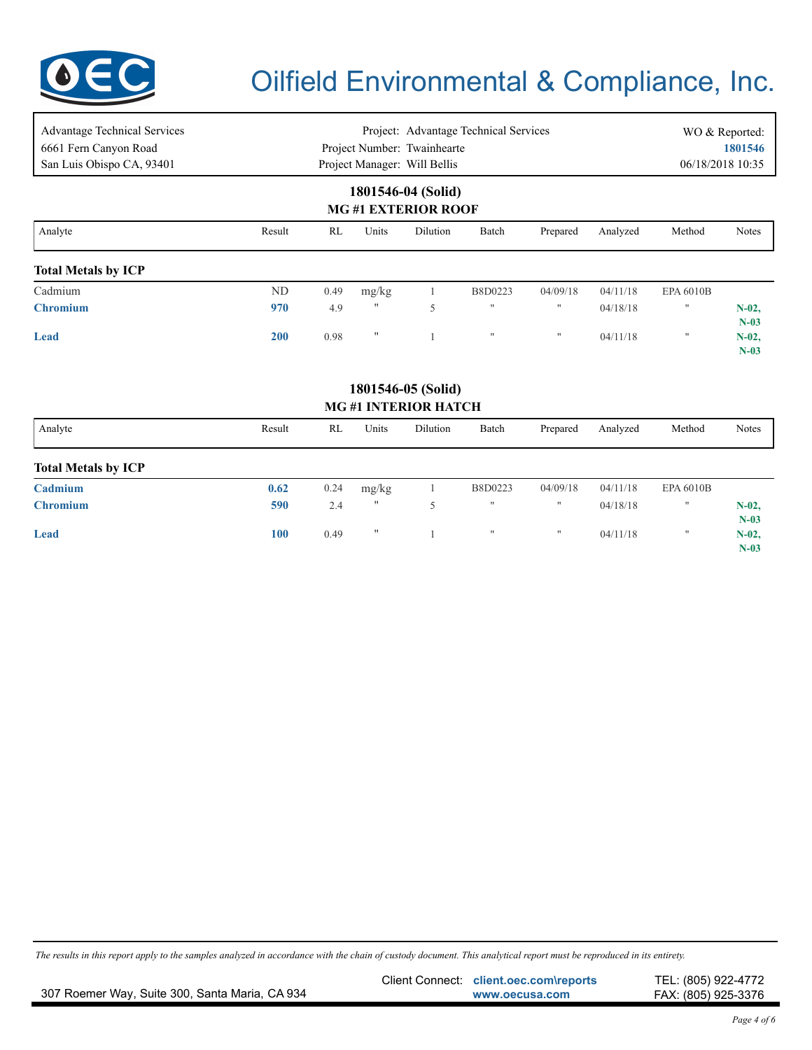# Oilfield Environmental & Compliance, Inc.

| | | |
|---|---|---|
| Advantage Technical Services | Project: Advantage Technical Services | WO & Reported: |
| 6661 Fern Canyon Road | Project Number: Twainhearte | **1801546** |
| San Luis Obispo CA, 93401 | Project Manager: Will Bellis | 06/18/2018 10:35 |

## 1801546-04 (Solid)
### MG #1 EXTERIOR ROOF

| Analyte | Result | RL | Units | Dilution | Batch | Prepared | Analyzed | Method | Notes |
|---|---|---|---|---|---|---|---|---|---|
| **Total Metals by ICP** | | | | | | | | | |
| Cadmium | ND | 0.49 | mg/kg | 1 | B8D0223 | 04/09/18 | 04/11/18 | EPA 6010B | |
| **Chromium** | **970** | 4.9 | " | 5 | " | " | 04/18/18 | " | **N-02, N-03** |
| **Lead** | **200** | 0.98 | " | 1 | " | " | 04/11/18 | " | **N-02, N-03** |

## 1801546-05 (Solid)
### MG #1 INTERIOR HATCH

| Analyte | Result | RL | Units | Dilution | Batch | Prepared | Analyzed | Method | Notes |
|---|---|---|---|---|---|---|---|---|---|
| **Total Metals by ICP** | | | | | | | | | |
| **Cadmium** | **0.62** | 0.24 | mg/kg | 1 | B8D0223 | 04/09/18 | 04/11/18 | EPA 6010B | |
| **Chromium** | **590** | 2.4 | " | 5 | " | " | 04/18/18 | " | **N-02, N-03** |
| **Lead** | **100** | 0.49 | " | 1 | " | " | 04/11/18 | " | **N-02, N-03** |

*The results in this report apply to the samples analyzed in accordance with the chain of custody document. This analytical report must be reproduced in its entirety.*

307 Roemer Way, Suite 300, Santa Maria, CA 934 | Client Connect: **client.oec.com\reports** **www.oecusa.com** | TEL: (805) 922-4772 FAX: (805) 925-3376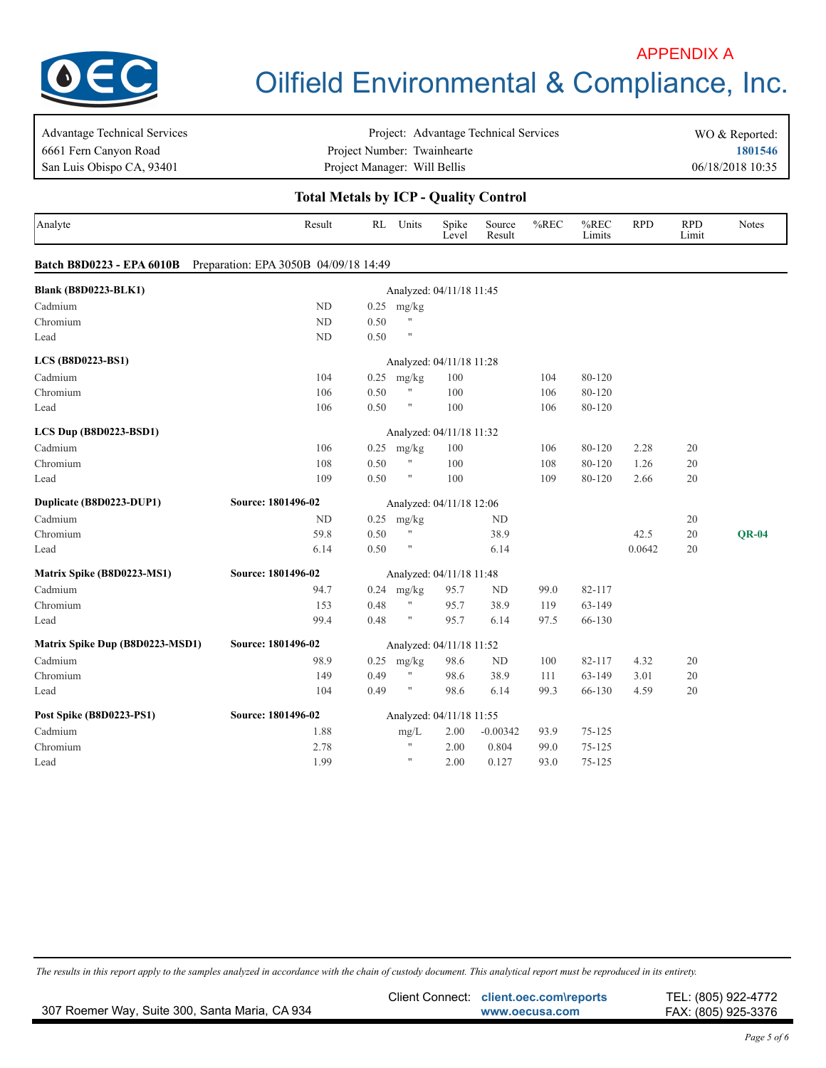APPENDIX A

# Oilfield Environmental & Compliance, Inc.

| Advantage Technical Services | Project: Advantage Technical Services | WO & Reported: |
|---|---|---|
| 6661 Fern Canyon Road | Project Number: Twainhearte | **1801546** |
| San Luis Obispo CA, 93401 | Project Manager: Will Bellis | 06/18/2018 10:35 |

## Total Metals by ICP - Quality Control

| Analyte | Result | RL | Units | Spike Level | Source Result | %REC | %REC Limits | RPD | RPD Limit | Notes |
|---|---|---|---|---|---|---|---|---|---|---|
| **Batch B8D0223 - EPA 6010B** Preparation: EPA 3050B 04/09/18 14:49 | | | | | | | | | | |
| **Blank (B8D0223-BLK1)** | | | Analyzed: 04/11/18 11:45 | | | | | | | |
| Cadmium | ND | 0.25 | mg/kg | | | | | | | |
| Chromium | ND | 0.50 | " | | | | | | | |
| Lead | ND | 0.50 | " | | | | | | | |
| **LCS (B8D0223-BS1)** | | | Analyzed: 04/11/18 11:28 | | | | | | | |
| Cadmium | 104 | 0.25 | mg/kg | 100 | | 104 | 80-120 | | | |
| Chromium | 106 | 0.50 | " | 100 | | 106 | 80-120 | | | |
| Lead | 106 | 0.50 | " | 100 | | 106 | 80-120 | | | |
| **LCS Dup (B8D0223-BSD1)** | | | Analyzed: 04/11/18 11:32 | | | | | | | |
| Cadmium | 106 | 0.25 | mg/kg | 100 | | 106 | 80-120 | 2.28 | 20 | |
| Chromium | 108 | 0.50 | " | 100 | | 108 | 80-120 | 1.26 | 20 | |
| Lead | 109 | 0.50 | " | 100 | | 109 | 80-120 | 2.66 | 20 | |
| **Duplicate (B8D0223-DUP1)** | **Source: 1801496-02** | | Analyzed: 04/11/18 12:06 | | | | | | | |
| Cadmium | ND | 0.25 | mg/kg | | ND | | | | 20 | |
| Chromium | 59.8 | 0.50 | " | | 38.9 | | | 42.5 | 20 | **QR-04** |
| Lead | 6.14 | 0.50 | " | | 6.14 | | | 0.0642 | 20 | |
| **Matrix Spike (B8D0223-MS1)** | **Source: 1801496-02** | | Analyzed: 04/11/18 11:48 | | | | | | | |
| Cadmium | 94.7 | 0.24 | mg/kg | 95.7 | ND | 99.0 | 82-117 | | | |
| Chromium | 153 | 0.48 | " | 95.7 | 38.9 | 119 | 63-149 | | | |
| Lead | 99.4 | 0.48 | " | 95.7 | 6.14 | 97.5 | 66-130 | | | |
| **Matrix Spike Dup (B8D0223-MSD1)** | **Source: 1801496-02** | | Analyzed: 04/11/18 11:52 | | | | | | | |
| Cadmium | 98.9 | 0.25 | mg/kg | 98.6 | ND | 100 | 82-117 | 4.32 | 20 | |
| Chromium | 149 | 0.49 | " | 98.6 | 38.9 | 111 | 63-149 | 3.01 | 20 | |
| Lead | 104 | 0.49 | " | 98.6 | 6.14 | 99.3 | 66-130 | 4.59 | 20 | |
| **Post Spike (B8D0223-PS1)** | **Source: 1801496-02** | | Analyzed: 04/11/18 11:55 | | | | | | | |
| Cadmium | 1.88 | | mg/L | 2.00 | -0.00342 | 93.9 | 75-125 | | | |
| Chromium | 2.78 | | " | 2.00 | 0.804 | 99.0 | 75-125 | | | |
| Lead | 1.99 | | " | 2.00 | 0.127 | 93.0 | 75-125 | | | |

*The results in this report apply to the samples analyzed in accordance with the chain of custody document. This analytical report must be reproduced in its entirety.*

307 Roemer Way, Suite 300, Santa Maria, CA 934 | Client Connect: **client.oec.com\reports** | **www.oecusa.com** | TEL: (805) 922-4772 | FAX: (805) 925-3376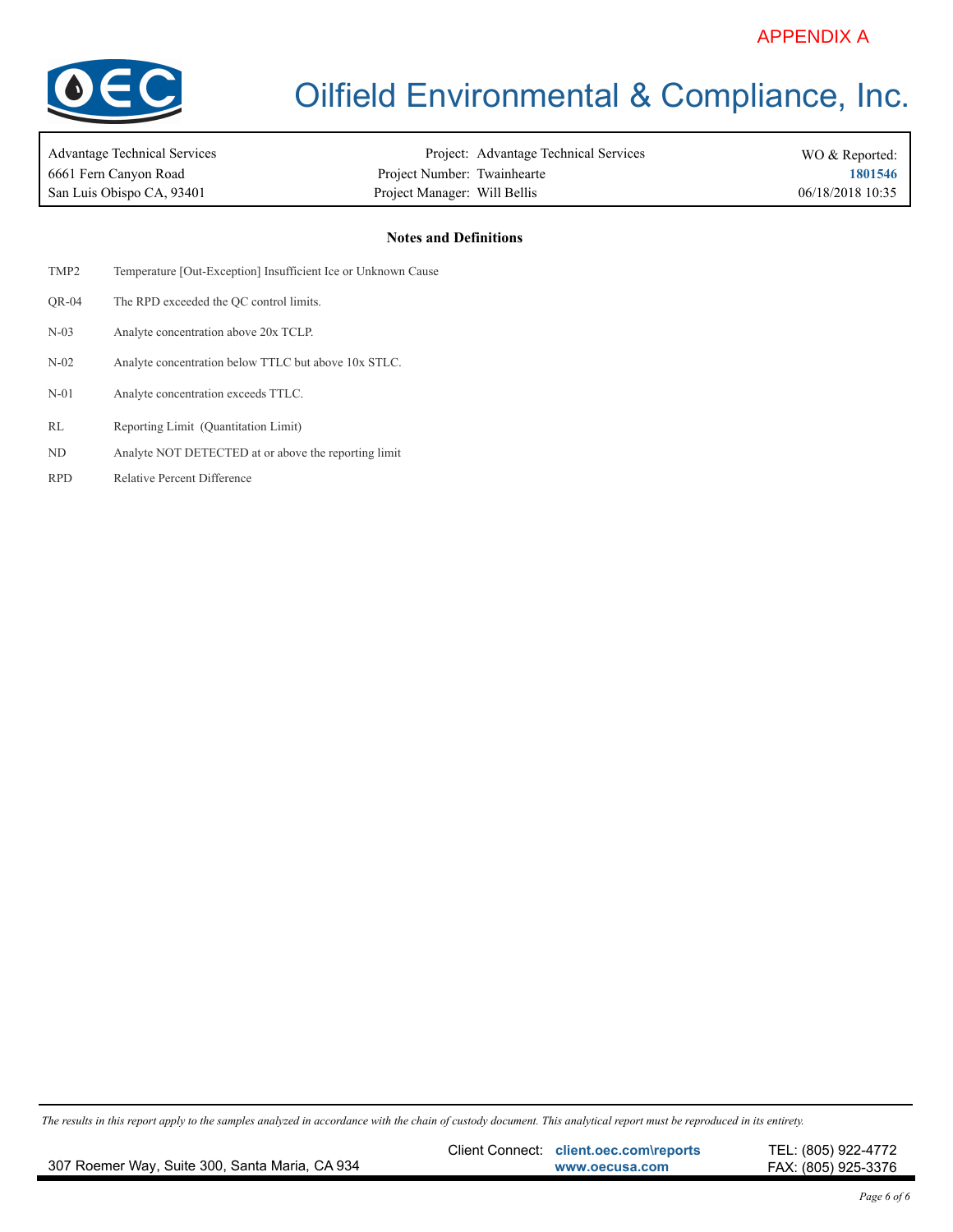APPENDIX A

# Oilfield Environmental & Compliance, Inc.

| | | |
|---|---|---|
| Advantage Technical Services | Project: Advantage Technical Services | WO & Reported: |
| 6661 Fern Canyon Road | Project Number: Twainhearte | **1801546** |
| San Luis Obispo CA, 93401 | Project Manager: Will Bellis | 06/18/2018 10:35 |

## Notes and Definitions

| | |
|---|---|
| TMP2 | Temperature [Out-Exception] Insufficient Ice or Unknown Cause |
| QR-04 | The RPD exceeded the QC control limits. |
| N-03 | Analyte concentration above 20x TCLP. |
| N-02 | Analyte concentration below TTLC but above 10x STLC. |
| N-01 | Analyte concentration exceeds TTLC. |
| RL | Reporting Limit (Quantitation Limit) |
| ND | Analyte NOT DETECTED at or above the reporting limit |
| RPD | Relative Percent Difference |

*The results in this report apply to the samples analyzed in accordance with the chain of custody document. This analytical report must be reproduced in its entirety.*

307 Roemer Way, Suite 300, Santa Maria, CA 934 — Client Connect: client.oec.com\reports — www.oecusa.com — TEL: (805) 922-4772 — FAX: (805) 925-3376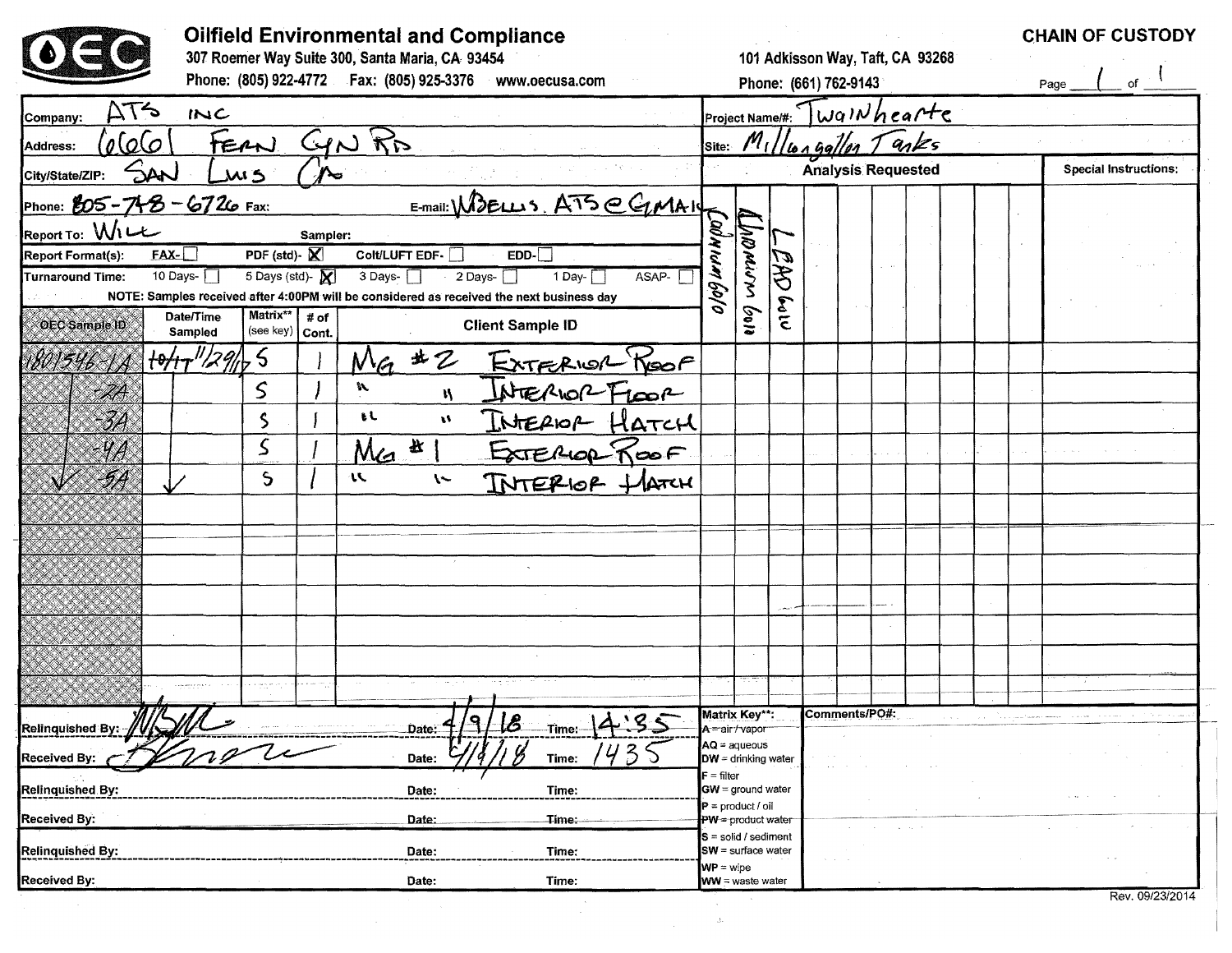# Oilfield Environmental and Compliance

307 Roemer Way Suite 300, Santa Maria, CA 93454
Phone: (805) 922-4772 Fax: (805) 925-3376 www.oecusa.com

101 Adkisson Way, Taft, CA 93268
Phone: (661) 762-9143

## CHAIN OF CUSTODY

Page 1 of 1

**Company:** ATS INC
**Address:** 6661 FERN CYN RD
**City/State/ZIP:** SAN LUIS CA
**Phone:** 805-748-6726 **Fax:** **E-mail:** WBELLS.ATS@GMAIL
**Report To:** WILL **Sampler:**
**Report Format(s):** FAX- ☐ PDF (std)- ☒ Colt/LUFT EDF- ☐ EDD- ☐
**Turnaround Time:** 10 Days- ☐ 5 Days (std)- ☒ 3 Days- ☐ 2 Days- ☐ 1 Day- ☐ ASAP- ☐

NOTE: Samples received after 4:00PM will be considered as received the next business day

**Project Name/#:** Twainhearte
**Site:** Millongallon Tanks

| OEC Sample ID | Date/Time Sampled | Matrix** (see key) | # of Cont. | Client Sample ID | Cadmium 6010 | Chromium 6010 | LEAD 6010 | | | | | | | | Special Instructions |
|---|---|---|---|---|---|---|---|---|---|---|---|---|---|---|---|
| 1801546-1A | 10/17/17 | S | 1 | MG #2 EXTERIOR ROOF | | | | | | | | | | | |
| -2A | ↓ | S | 1 | " " INTERIOR FLOOR | | | | | | | | | | | |
| -3A | ↓ | S | 1 | " " INTERIOR HATCH | | | | | | | | | | | |
| -4A | ↓ | S | 1 | MG #1 EXTERIOR ROOF | | | | | | | | | | | |
| -5A | ↓ | S | 1 | " " INTERIOR HATCH | | | | | | | | | | | |

| | Date | Time |
|---|---|---|
| Relinquished By: (signature) | 4/9/18 | 14:35 |
| Received By: (signature) | 4/9/18 | 1435 |
| Relinquished By: | | |
| Received By: | | |
| Relinquished By: | | |
| Received By: | | |

**Matrix Key\*\*:**
A = air / vapor
AQ = aqueous
DW = drinking water
F = filter
GW = ground water
P = product / oil
PW = product water
S = solid / sediment
SW = surface water
WP = wipe
WW = waste water

**Comments/PO#:**

Rev. 09/23/2014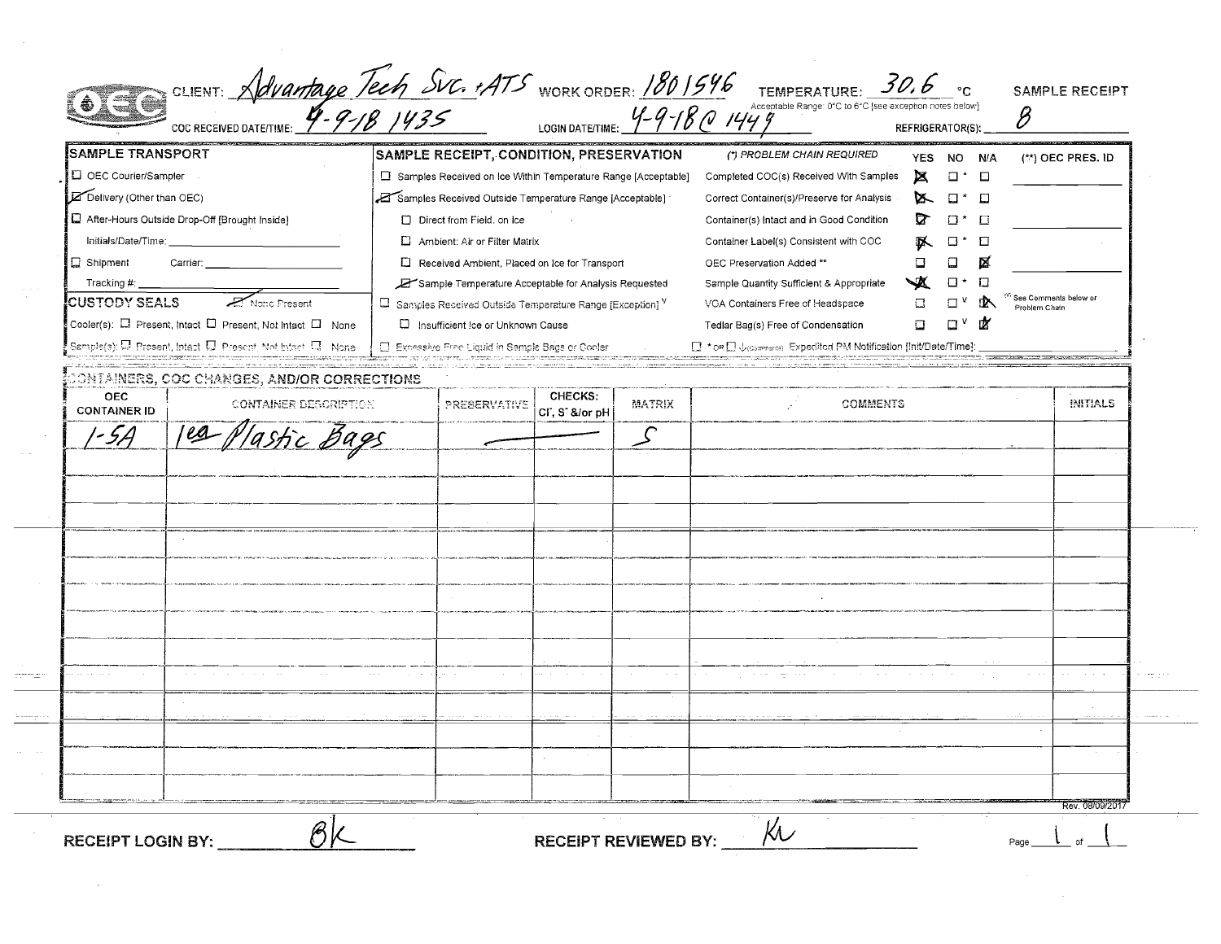# OEC SAMPLE RECEIPT

CLIENT: Advantage Tech Svc. + ATS
WORK ORDER: 1801546
TEMPERATURE: 30.6 °C
Acceptable Range: 0°C to 6°C [see exception notes below]

COC RECEIVED DATE/TIME: 4-9-18 1435
LOGIN DATE/TIME: 4-9-18 @ 1449
REFRIGERATOR(S): 8

## SAMPLE TRANSPORT

- ☐ OEC Courier/Sampler
- ☑ Delivery (Other than OEC)
- ☐ After-Hours Outside Drop-Off [Brought Inside]
  - Initials/Date/Time: ____________
- ☐ Shipment Carrier: ____________
  - Tracking #: ____________

## CUSTODY SEALS

☑ None Present

- Cooler(s): ☐ Present, Intact ☐ Present, Not Intact ☐ None
- Sample(s): ☐ Present, Intact ☐ Present, Not Intact ☐ None

## SAMPLE RECEIPT, CONDITION, PRESERVATION

- ☐ Samples Received on Ice Within Temperature Range [Acceptable]
- ☑ Samples Received Outside Temperature Range [Acceptable]
  - ☐ Direct from Field, on Ice
  - ☐ Ambient: Air or Filter Matrix
  - ☐ Received Ambient, Placed on Ice for Transport
  - ☑ Sample Temperature Acceptable for Analysis Requested
- ☐ Samples Received Outside Temperature Range [Exception] V
  - ☐ Insufficient Ice or Unknown Cause
- ☐ Excessive Free Liquid in Sample Bags or Cooler

| (*) PROBLEM CHAIN REQUIRED | YES | NO | N/A | (**) OEC PRES. ID |
|---|---|---|---|---|
| Completed COC(s) Received With Samples | ☒ | ☐ * | ☐ | |
| Correct Container(s)/Preserve for Analysis | ☒ | ☐ * | ☐ | |
| Container(s) Intact and in Good Condition | ☒ | ☐ * | ☐ | |
| Container Label(s) Consistent with COC | ☒ | ☐ * | ☐ | |
| OEC Preservation Added ** | ☐ | ☐ | ☒ | |
| Sample Quantity Sufficient & Appropriate | ☒ | ☐ * | ☐ | |
| VOA Containers Free of Headspace | ☐ | ☐ V | ☒ | (V) See Comments below or Problem Chain |
| Tedlar Bag(s) Free of Condensation | ☐ | ☐ V | ☒ | |

☐ * OR ☐ V (Comments) Expedited PM Notification [Init/Date/Time]: ____________

## CONTAINERS, COC CHANGES, AND/OR CORRECTIONS

| OEC CONTAINER ID | CONTAINER DESCRIPTION | PRESERVATIVE | CHECKS: Cl⁻, S⁻ &/or pH | MATRIX | COMMENTS | INITIALS |
|---|---|---|---|---|---|---|
| 1-5A | 1ea Plastic Bags | —— | —— | S | | |
| | | | | | | |
| | | | | | | |
| | | | | | | |
| | | | | | | |
| | | | | | | |
| | | | | | | |
| | | | | | | |
| | | | | | | |
| | | | | | | |
| | | | | | | |
| | | | | | | |
| | | | | | | |

Rev. 08/09/2017

RECEIPT LOGIN BY: BK

RECEIPT REVIEWED BY: KN